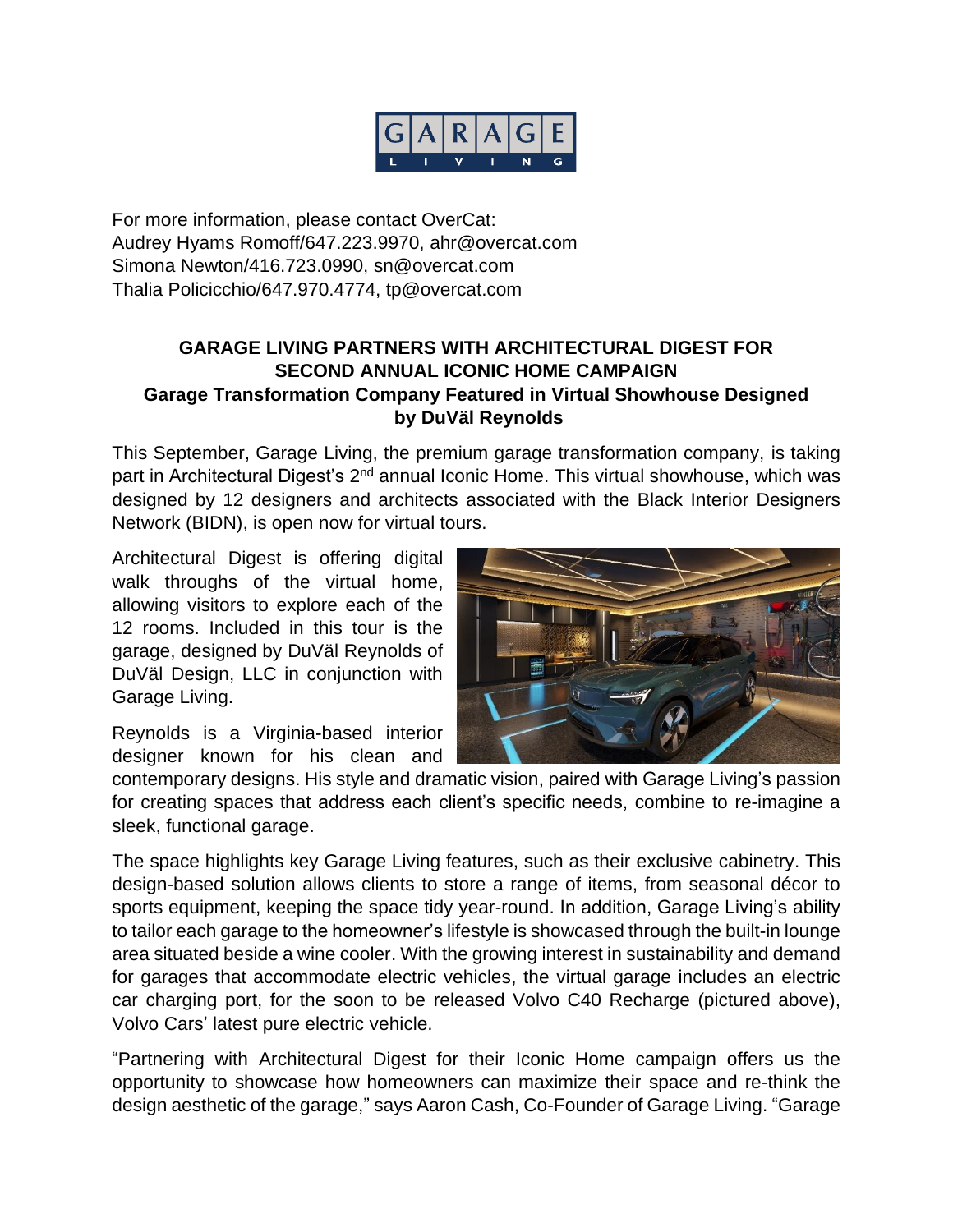GARAGE LIVING

For more information, please contact OverCat:
Audrey Hyams Romoff/647.223.9970, ahr@overcat.com
Simona Newton/416.723.0990, sn@overcat.com
Thalia Policicchio/647.970.4774, tp@overcat.com

# GARAGE LIVING PARTNERS WITH ARCHITECTURAL DIGEST FOR SECOND ANNUAL ICONIC HOME CAMPAIGN

## Garage Transformation Company Featured in Virtual Showhouse Designed by DuVäl Reynolds

This September, Garage Living, the premium garage transformation company, is taking part in Architectural Digest's 2nd annual Iconic Home. This virtual showhouse, which was designed by 12 designers and architects associated with the Black Interior Designers Network (BIDN), is open now for virtual tours.

Architectural Digest is offering digital walk throughs of the virtual home, allowing visitors to explore each of the 12 rooms. Included in this tour is the garage, designed by DuVäl Reynolds of DuVäl Design, LLC in conjunction with Garage Living.

Reynolds is a Virginia-based interior designer known for his clean and contemporary designs. His style and dramatic vision, paired with Garage Living's passion for creating spaces that address each client's specific needs, combine to re-imagine a sleek, functional garage.

The space highlights key Garage Living features, such as their exclusive cabinetry. This design-based solution allows clients to store a range of items, from seasonal décor to sports equipment, keeping the space tidy year-round. In addition, Garage Living's ability to tailor each garage to the homeowner's lifestyle is showcased through the built-in lounge area situated beside a wine cooler. With the growing interest in sustainability and demand for garages that accommodate electric vehicles, the virtual garage includes an electric car charging port, for the soon to be released Volvo C40 Recharge (pictured above), Volvo Cars' latest pure electric vehicle.

"Partnering with Architectural Digest for their Iconic Home campaign offers us the opportunity to showcase how homeowners can maximize their space and re-think the design aesthetic of the garage," says Aaron Cash, Co-Founder of Garage Living. "Garage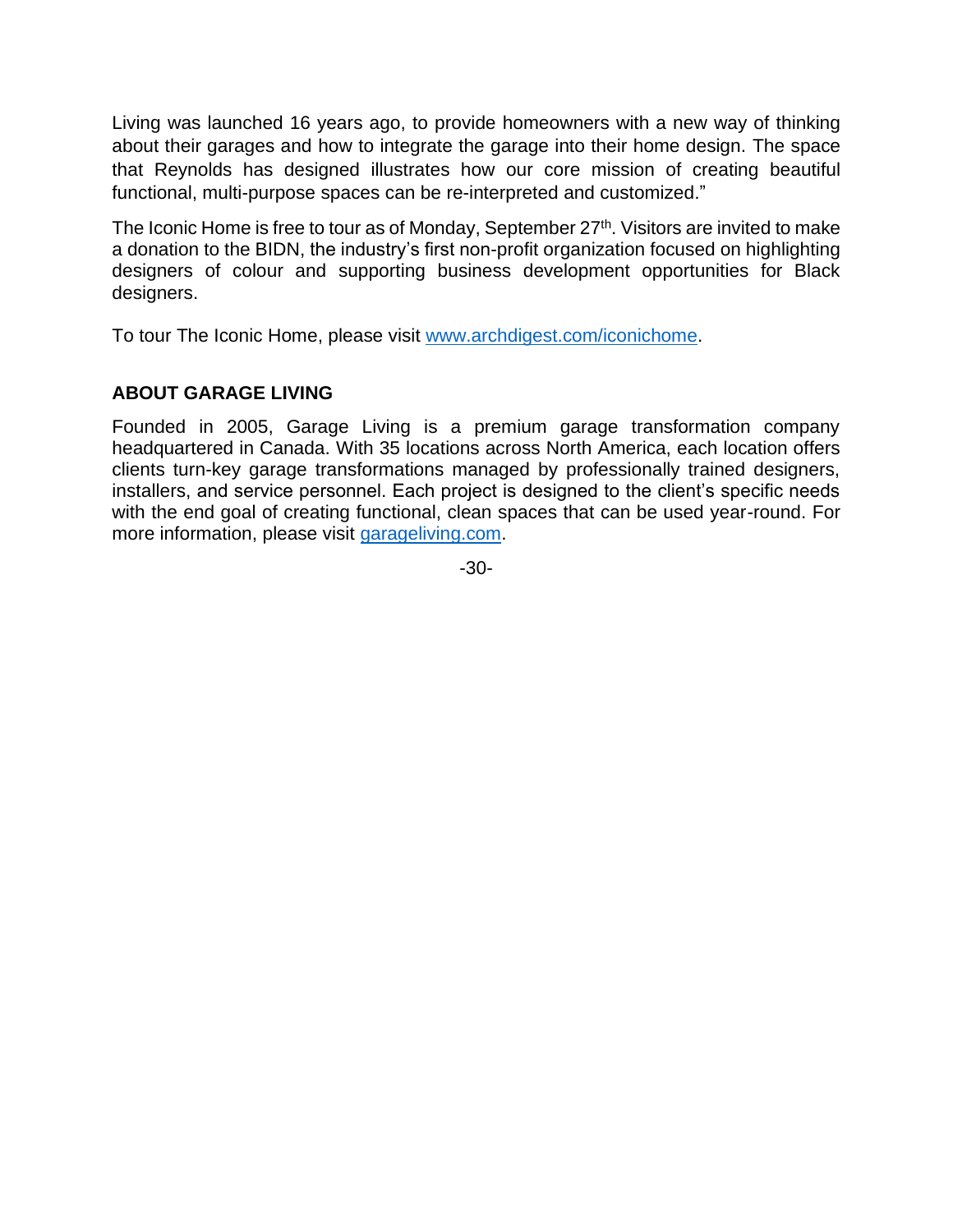Living was launched 16 years ago, to provide homeowners with a new way of thinking about their garages and how to integrate the garage into their home design. The space that Reynolds has designed illustrates how our core mission of creating beautiful functional, multi-purpose spaces can be re-interpreted and customized."

The Iconic Home is free to tour as of Monday, September 27th. Visitors are invited to make a donation to the BIDN, the industry's first non-profit organization focused on highlighting designers of colour and supporting business development opportunities for Black designers.

To tour The Iconic Home, please visit [www.archdigest.com/iconichome](www.archdigest.com/iconichome).

**ABOUT GARAGE LIVING**

Founded in 2005, Garage Living is a premium garage transformation company headquartered in Canada. With 35 locations across North America, each location offers clients turn-key garage transformations managed by professionally trained designers, installers, and service personnel. Each project is designed to the client's specific needs with the end goal of creating functional, clean spaces that can be used year-round. For more information, please visit [garageliving.com](garageliving.com).

-30-